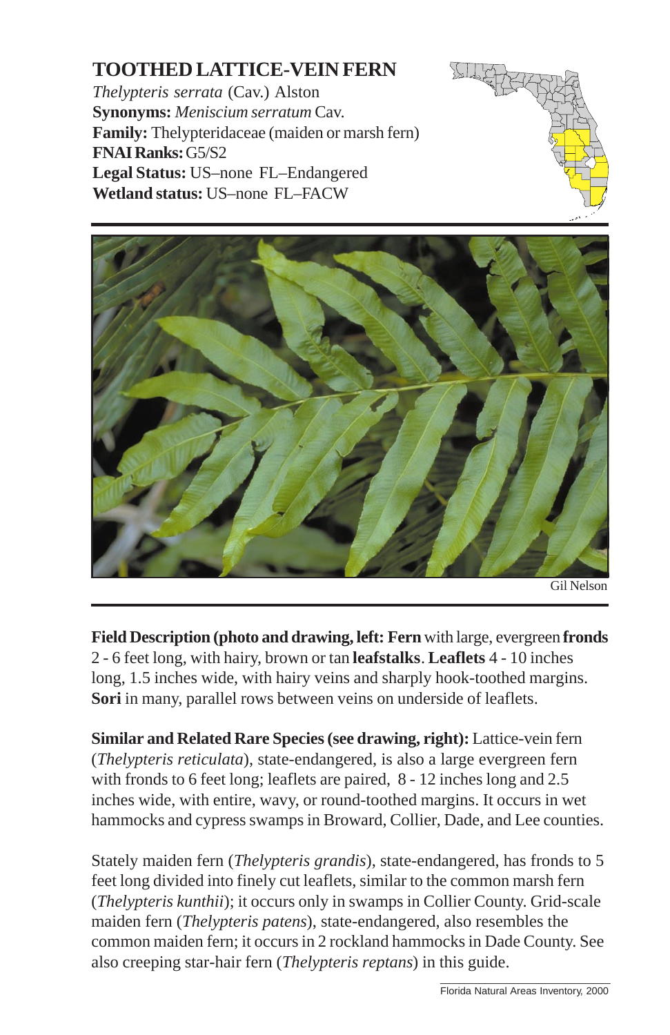# TOOTHED LATTICE-VEIN FERN

*Thelypteris serrata* (Cav.) Alston
**Synonyms:** *Meniscium serratum* Cav.
**Family:** Thelypteridaceae (maiden or marsh fern)
**FNAI Ranks:** G5/S2
**Legal Status:** US–none FL–Endangered
**Wetland status:** US–none FL–FACW

Gil Nelson

**Field Description (photo and drawing, left: Fern** with large, evergreen **fronds** 2 - 6 feet long, with hairy, brown or tan **leafstalks**. **Leaflets** 4 - 10 inches long, 1.5 inches wide, with hairy veins and sharply hook-toothed margins. **Sori** in many, parallel rows between veins on underside of leaflets.

**Similar and Related Rare Species (see drawing, right):** Lattice-vein fern (*Thelypteris reticulata*), state-endangered, is also a large evergreen fern with fronds to 6 feet long; leaflets are paired, 8 - 12 inches long and 2.5 inches wide, with entire, wavy, or round-toothed margins. It occurs in wet hammocks and cypress swamps in Broward, Collier, Dade, and Lee counties.

Stately maiden fern (*Thelypteris grandis*), state-endangered, has fronds to 5 feet long divided into finely cut leaflets, similar to the common marsh fern (*Thelypteris kunthii*); it occurs only in swamps in Collier County. Grid-scale maiden fern (*Thelypteris patens*), state-endangered, also resembles the common maiden fern; it occurs in 2 rockland hammocks in Dade County. See also creeping star-hair fern (*Thelypteris reptans*) in this guide.

Florida Natural Areas Inventory, 2000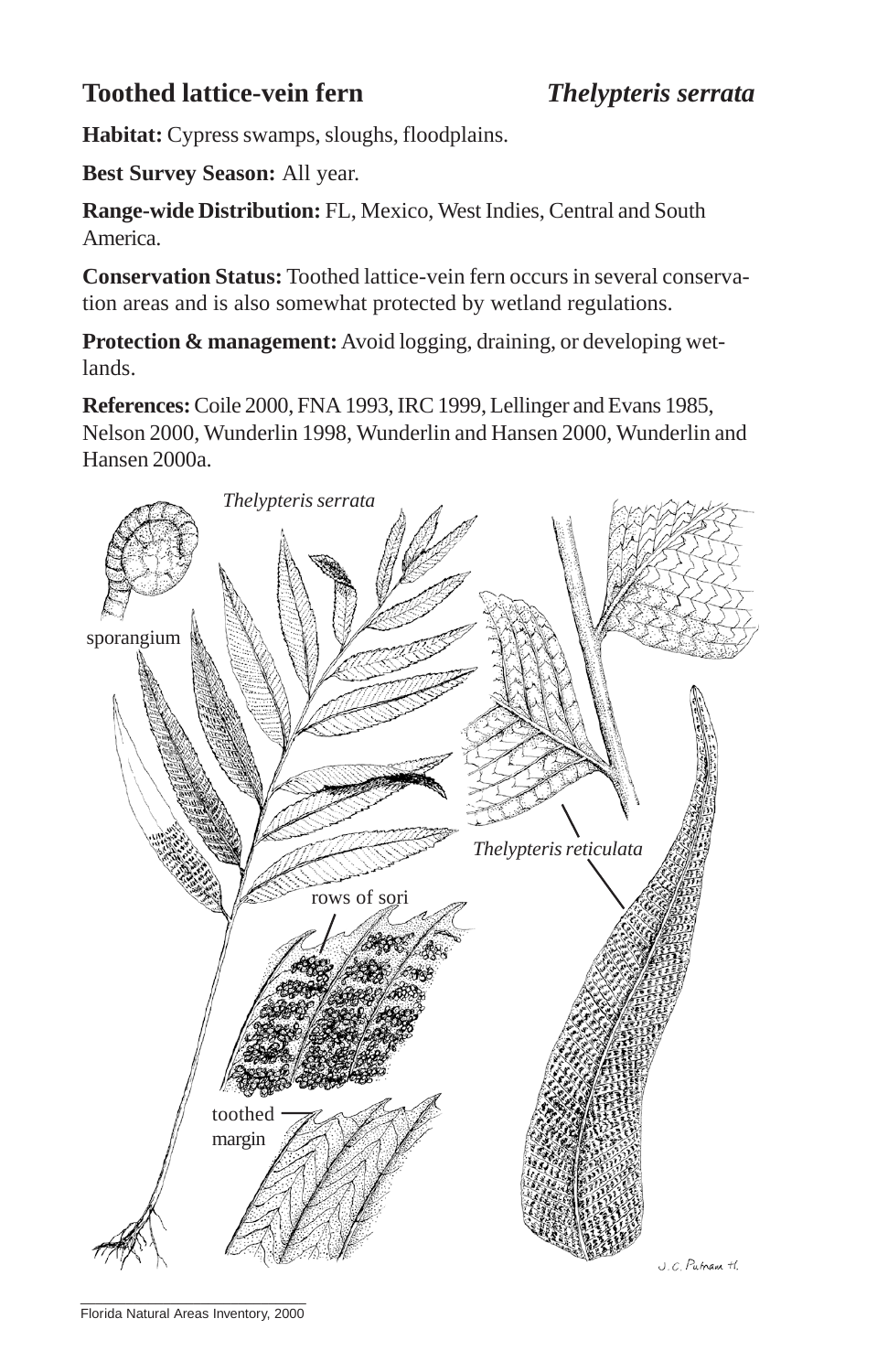## Toothed lattice-vein fern *Thelypteris serrata*

**Habitat:** Cypress swamps, sloughs, floodplains.

**Best Survey Season:** All year.

**Range-wide Distribution:** FL, Mexico, West Indies, Central and South America.

**Conservation Status:** Toothed lattice-vein fern occurs in several conservation areas and is also somewhat protected by wetland regulations.

**Protection & management:** Avoid logging, draining, or developing wetlands.

**References:** Coile 2000, FNA 1993, IRC 1999, Lellinger and Evans 1985, Nelson 2000, Wunderlin 1998, Wunderlin and Hansen 2000, Wunderlin and Hansen 2000a.

*Thelypteris serrata*

sporangium

rows of sori

toothed margin

*Thelypteris reticulata*

J.C. Putnam H.

Florida Natural Areas Inventory, 2000